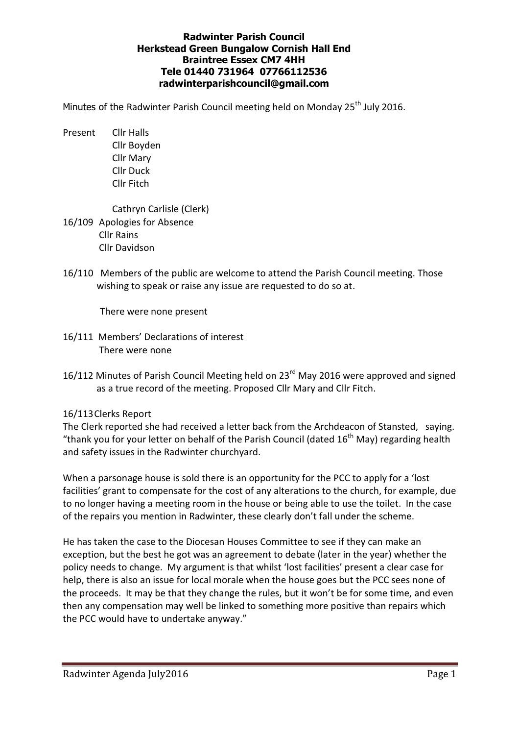**Radwinter Parish Council**
**Herkstead Green Bungalow Cornish Hall End**
**Braintree Essex CM7 4HH**
**Tele 01440 731964 07766112536**
**radwinterparishcouncil@gmail.com**

Minutes of the Radwinter Parish Council meeting held on Monday 25th July 2016.

Present Cllr Halls
Cllr Boyden
Cllr Mary
Cllr Duck
Cllr Fitch

Cathryn Carlisle (Clerk)

16/109 Apologies for Absence
Cllr Rains
Cllr Davidson

16/110 Members of the public are welcome to attend the Parish Council meeting. Those wishing to speak or raise any issue are requested to do so at.

There were none present

16/111 Members' Declarations of interest
There were none

16/112 Minutes of Parish Council Meeting held on 23rd May 2016 were approved and signed as a true record of the meeting. Proposed Cllr Mary and Cllr Fitch.

16/113 Clerks Report

The Clerk reported she had received a letter back from the Archdeacon of Stansted, saying. "thank you for your letter on behalf of the Parish Council (dated 16th May) regarding health and safety issues in the Radwinter churchyard.

When a parsonage house is sold there is an opportunity for the PCC to apply for a 'lost facilities' grant to compensate for the cost of any alterations to the church, for example, due to no longer having a meeting room in the house or being able to use the toilet. In the case of the repairs you mention in Radwinter, these clearly don't fall under the scheme.

He has taken the case to the Diocesan Houses Committee to see if they can make an exception, but the best he got was an agreement to debate (later in the year) whether the policy needs to change. My argument is that whilst 'lost facilities' present a clear case for help, there is also an issue for local morale when the house goes but the PCC sees none of the proceeds. It may be that they change the rules, but it won't be for some time, and even then any compensation may well be linked to something more positive than repairs which the PCC would have to undertake anyway."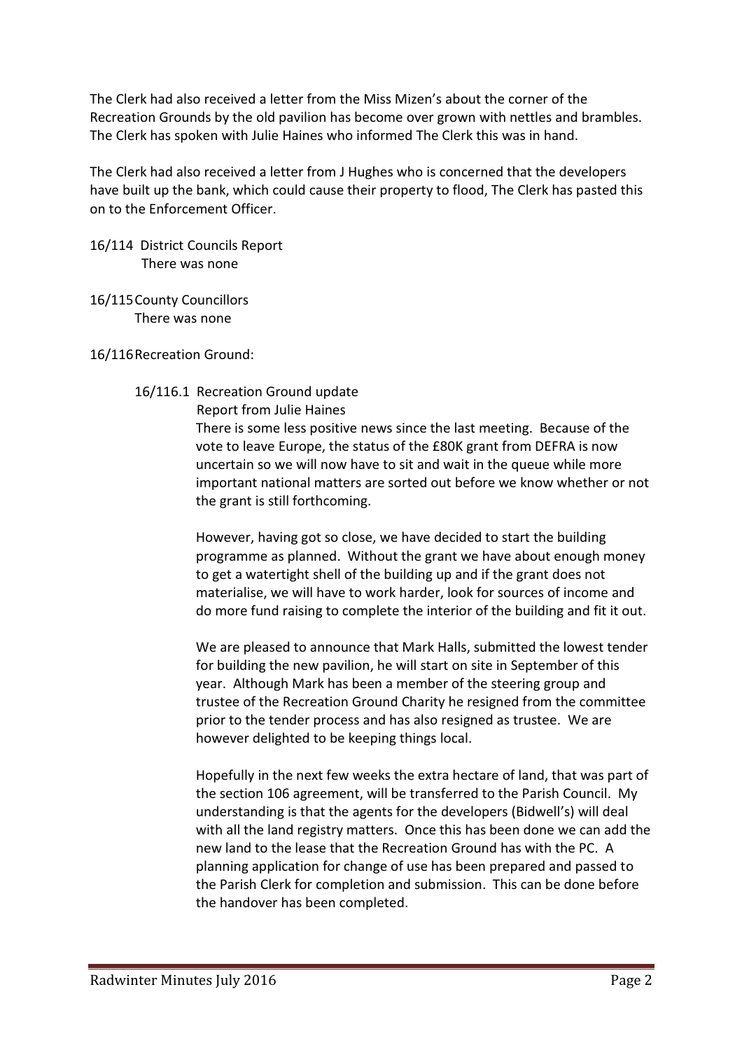The Clerk had also received a letter from the Miss Mizen's about the corner of the Recreation Grounds by the old pavilion has become over grown with nettles and brambles. The Clerk has spoken with Julie Haines who informed The Clerk this was in hand.

The Clerk had also received a letter from J Hughes who is concerned that the developers have built up the bank, which could cause their property to flood, The Clerk has pasted this on to the Enforcement Officer.

16/114 District Councils Report
There was none

16/115 County Councillors
There was none

16/116 Recreation Ground:

16/116.1 Recreation Ground update
Report from Julie Haines

There is some less positive news since the last meeting. Because of the vote to leave Europe, the status of the £80K grant from DEFRA is now uncertain so we will now have to sit and wait in the queue while more important national matters are sorted out before we know whether or not the grant is still forthcoming.

However, having got so close, we have decided to start the building programme as planned. Without the grant we have about enough money to get a watertight shell of the building up and if the grant does not materialise, we will have to work harder, look for sources of income and do more fund raising to complete the interior of the building and fit it out.

We are pleased to announce that Mark Halls, submitted the lowest tender for building the new pavilion, he will start on site in September of this year. Although Mark has been a member of the steering group and trustee of the Recreation Ground Charity he resigned from the committee prior to the tender process and has also resigned as trustee. We are however delighted to be keeping things local.

Hopefully in the next few weeks the extra hectare of land, that was part of the section 106 agreement, will be transferred to the Parish Council. My understanding is that the agents for the developers (Bidwell's) will deal with all the land registry matters. Once this has been done we can add the new land to the lease that the Recreation Ground has with the PC. A planning application for change of use has been prepared and passed to the Parish Clerk for completion and submission. This can be done before the handover has been completed.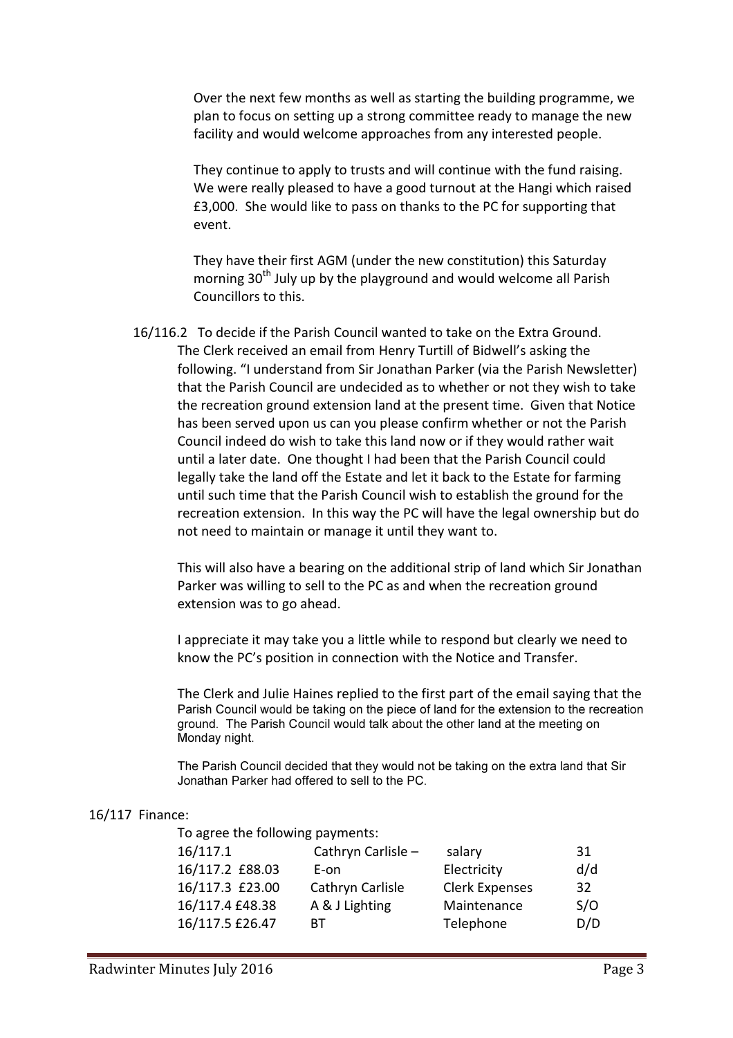Over the next few months as well as starting the building programme, we plan to focus on setting up a strong committee ready to manage the new facility and would welcome approaches from any interested people.

They continue to apply to trusts and will continue with the fund raising. We were really pleased to have a good turnout at the Hangi which raised £3,000. She would like to pass on thanks to the PC for supporting that event.

They have their first AGM (under the new constitution) this Saturday morning 30th July up by the playground and would welcome all Parish Councillors to this.

16/116.2 To decide if the Parish Council wanted to take on the Extra Ground.

The Clerk received an email from Henry Turtill of Bidwell's asking the following. "I understand from Sir Jonathan Parker (via the Parish Newsletter) that the Parish Council are undecided as to whether or not they wish to take the recreation ground extension land at the present time. Given that Notice has been served upon us can you please confirm whether or not the Parish Council indeed do wish to take this land now or if they would rather wait until a later date. One thought I had been that the Parish Council could legally take the land off the Estate and let it back to the Estate for farming until such time that the Parish Council wish to establish the ground for the recreation extension. In this way the PC will have the legal ownership but do not need to maintain or manage it until they want to.

This will also have a bearing on the additional strip of land which Sir Jonathan Parker was willing to sell to the PC as and when the recreation ground extension was to go ahead.

I appreciate it may take you a little while to respond but clearly we need to know the PC's position in connection with the Notice and Transfer.

The Clerk and Julie Haines replied to the first part of the email saying that the Parish Council would be taking on the piece of land for the extension to the recreation ground. The Parish Council would talk about the other land at the meeting on Monday night.

The Parish Council decided that they would not be taking on the extra land that Sir Jonathan Parker had offered to sell to the PC.

16/117 Finance:

To agree the following payments:

| | | | |
|---|---|---|---|
| 16/117.1 | Cathryn Carlisle – | salary | 31 |
| 16/117.2 £88.03 | E-on | Electricity | d/d |
| 16/117.3 £23.00 | Cathryn Carlisle | Clerk Expenses | 32 |
| 16/117.4 £48.38 | A & J Lighting | Maintenance | S/O |
| 16/117.5 £26.47 | BT | Telephone | D/D |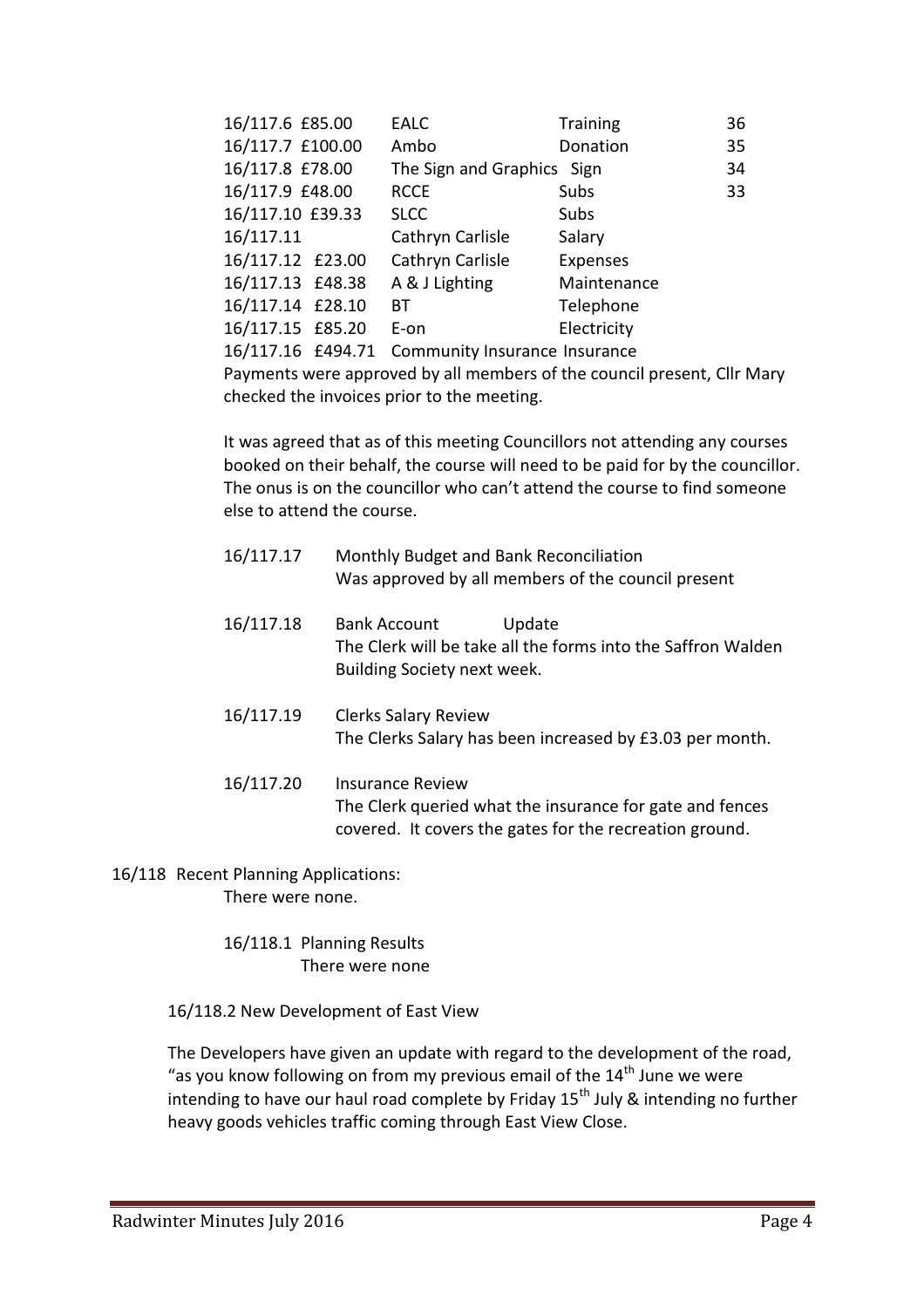| | | | | |
|---|---|---|---|---|
| 16/117.6 | £85.00 | EALC | Training | 36 |
| 16/117.7 | £100.00 | Ambo | Donation | 35 |
| 16/117.8 | £78.00 | The Sign and Graphics | Sign | 34 |
| 16/117.9 | £48.00 | RCCE | Subs | 33 |
| 16/117.10 | £39.33 | SLCC | Subs | |
| 16/117.11 | | Cathryn Carlisle | Salary | |
| 16/117.12 | £23.00 | Cathryn Carlisle | Expenses | |
| 16/117.13 | £48.38 | A & J Lighting | Maintenance | |
| 16/117.14 | £28.10 | BT | Telephone | |
| 16/117.15 | £85.20 | E-on | Electricity | |
| 16/117.16 | £494.71 | Community Insurance | Insurance | |

Payments were approved by all members of the council present, Cllr Mary checked the invoices prior to the meeting.

It was agreed that as of this meeting Councillors not attending any courses booked on their behalf, the course will need to be paid for by the councillor. The onus is on the councillor who can't attend the course to find someone else to attend the course.

16/117.17 Monthly Budget and Bank Reconciliation
Was approved by all members of the council present

16/117.18 Bank Account Update
The Clerk will be take all the forms into the Saffron Walden Building Society next week.

16/117.19 Clerks Salary Review
The Clerks Salary has been increased by £3.03 per month.

16/117.20 Insurance Review
The Clerk queried what the insurance for gate and fences covered. It covers the gates for the recreation ground.

16/118 Recent Planning Applications:
There were none.

16/118.1 Planning Results
There were none

16/118.2 New Development of East View

The Developers have given an update with regard to the development of the road, "as you know following on from my previous email of the 14th June we were intending to have our haul road complete by Friday 15th July & intending no further heavy goods vehicles traffic coming through East View Close.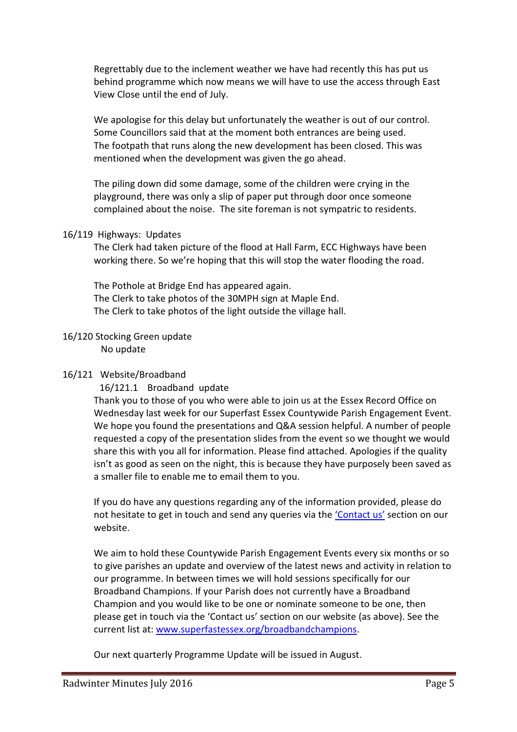Regrettably due to the inclement weather we have had recently this has put us behind programme which now means we will have to use the access through East View Close until the end of July.

We apologise for this delay but unfortunately the weather is out of our control. Some Councillors said that at the moment both entrances are being used. The footpath that runs along the new development has been closed. This was mentioned when the development was given the go ahead.

The piling down did some damage, some of the children were crying in the playground, there was only a slip of paper put through door once someone complained about the noise. The site foreman is not sympatric to residents.

16/119 Highways: Updates

The Clerk had taken picture of the flood at Hall Farm, ECC Highways have been working there. So we're hoping that this will stop the water flooding the road.

The Pothole at Bridge End has appeared again.
The Clerk to take photos of the 30MPH sign at Maple End.
The Clerk to take photos of the light outside the village hall.

16/120 Stocking Green update

No update

16/121 Website/Broadband

16/121.1 Broadband update

Thank you to those of you who were able to join us at the Essex Record Office on Wednesday last week for our Superfast Essex Countywide Parish Engagement Event. We hope you found the presentations and Q&A session helpful. A number of people requested a copy of the presentation slides from the event so we thought we would share this with you all for information. Please find attached. Apologies if the quality isn't as good as seen on the night, this is because they have purposely been saved as a smaller file to enable me to email them to you.

If you do have any questions regarding any of the information provided, please do not hesitate to get in touch and send any queries via the 'Contact us' section on our website.

We aim to hold these Countywide Parish Engagement Events every six months or so to give parishes an update and overview of the latest news and activity in relation to our programme. In between times we will hold sessions specifically for our Broadband Champions. If your Parish does not currently have a Broadband Champion and you would like to be one or nominate someone to be one, then please get in touch via the 'Contact us' section on our website (as above). See the current list at: www.superfastessex.org/broadbandchampions.

Our next quarterly Programme Update will be issued in August.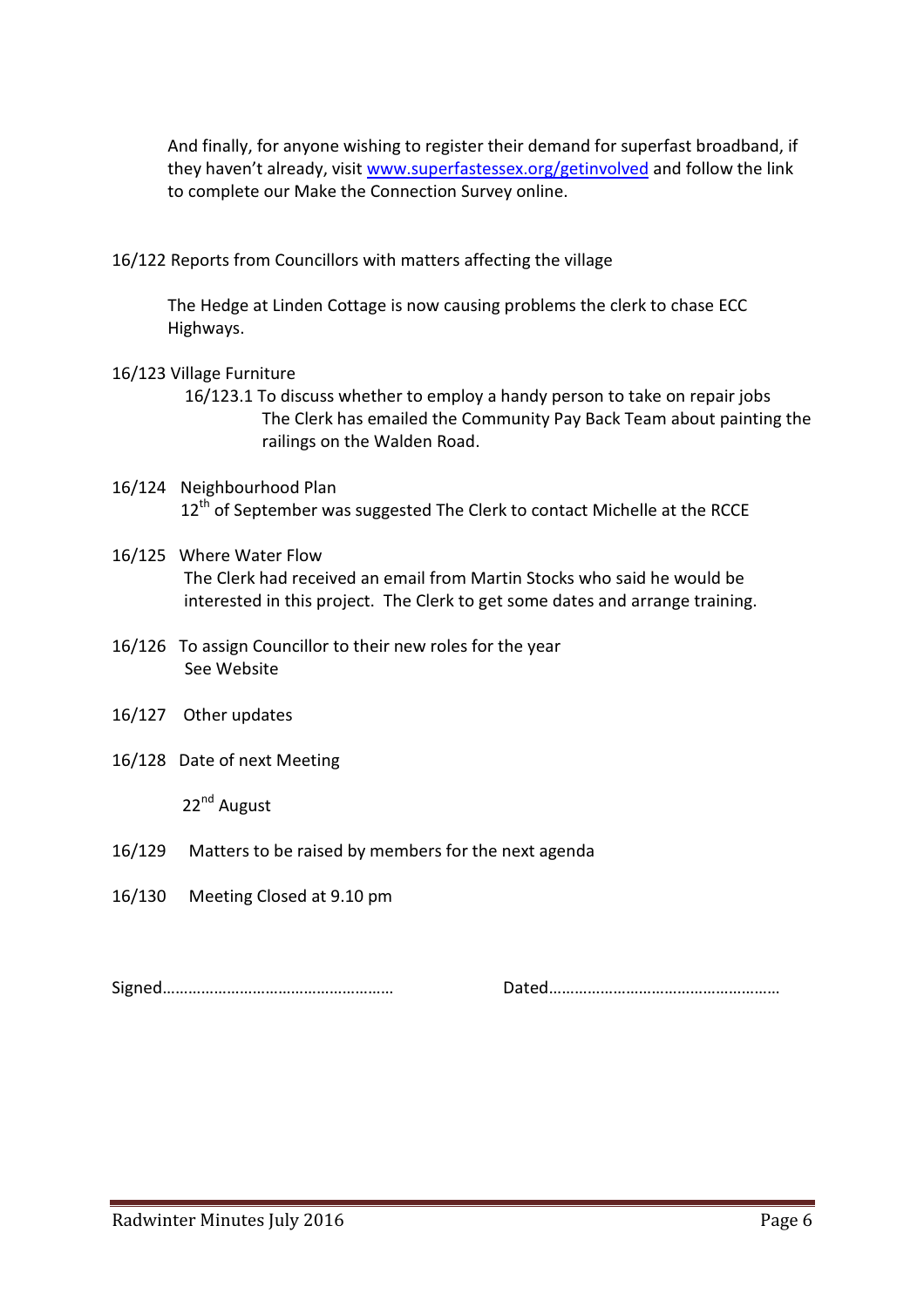And finally, for anyone wishing to register their demand for superfast broadband, if they haven't already, visit www.superfastessex.org/getinvolved and follow the link to complete our Make the Connection Survey online.

16/122 Reports from Councillors with matters affecting the village

The Hedge at Linden Cottage is now causing problems the clerk to chase ECC Highways.

16/123 Village Furniture

16/123.1 To discuss whether to employ a handy person to take on repair jobs

The Clerk has emailed the Community Pay Back Team about painting the railings on the Walden Road.

16/124 Neighbourhood Plan

12th of September was suggested The Clerk to contact Michelle at the RCCE

16/125 Where Water Flow

The Clerk had received an email from Martin Stocks who said he would be interested in this project. The Clerk to get some dates and arrange training.

16/126 To assign Councillor to their new roles for the year

See Website

16/127 Other updates

16/128 Date of next Meeting

22nd August

16/129 Matters to be raised by members for the next agenda

16/130 Meeting Closed at 9.10 pm

Signed……………………………………………… Dated………………………………………………